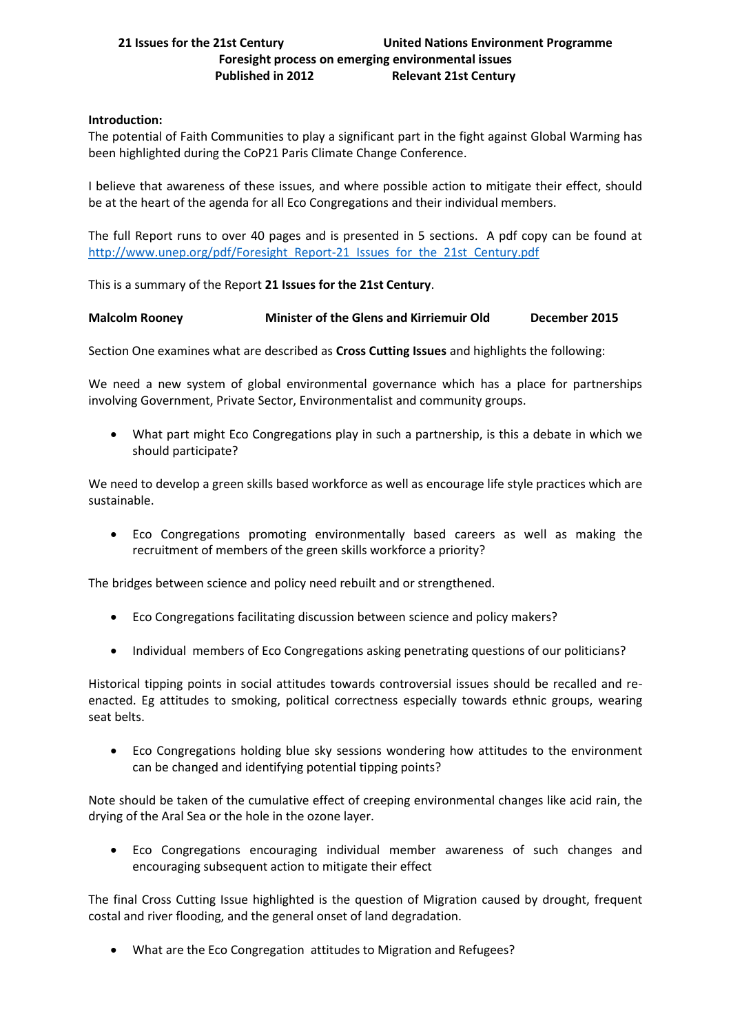**21 Issues for the 21st Century** **United Nations Environment Programme**
**Foresight process on emerging environmental issues**
**Published in 2012** **Relevant 21st Century**

**Introduction:**
The potential of Faith Communities to play a significant part in the fight against Global Warming has been highlighted during the CoP21 Paris Climate Change Conference.

I believe that awareness of these issues, and where possible action to mitigate their effect, should be at the heart of the agenda for all Eco Congregations and their individual members.

The full Report runs to over 40 pages and is presented in 5 sections. A pdf copy can be found at http://www.unep.org/pdf/Foresight_Report-21_Issues_for_the_21st_Century.pdf

This is a summary of the Report **21 Issues for the 21st Century**.

**Malcolm Rooney** **Minister of the Glens and Kirriemuir Old** **December 2015**

Section One examines what are described as **Cross Cutting Issues** and highlights the following:

We need a new system of global environmental governance which has a place for partnerships involving Government, Private Sector, Environmentalist and community groups.

- What part might Eco Congregations play in such a partnership, is this a debate in which we should participate?

We need to develop a green skills based workforce as well as encourage life style practices which are sustainable.

- Eco Congregations promoting environmentally based careers as well as making the recruitment of members of the green skills workforce a priority?

The bridges between science and policy need rebuilt and or strengthened.

- Eco Congregations facilitating discussion between science and policy makers?
- Individual members of Eco Congregations asking penetrating questions of our politicians?

Historical tipping points in social attitudes towards controversial issues should be recalled and re-enacted. Eg attitudes to smoking, political correctness especially towards ethnic groups, wearing seat belts.

- Eco Congregations holding blue sky sessions wondering how attitudes to the environment can be changed and identifying potential tipping points?

Note should be taken of the cumulative effect of creeping environmental changes like acid rain, the drying of the Aral Sea or the hole in the ozone layer.

- Eco Congregations encouraging individual member awareness of such changes and encouraging subsequent action to mitigate their effect

The final Cross Cutting Issue highlighted is the question of Migration caused by drought, frequent costal and river flooding, and the general onset of land degradation.

- What are the Eco Congregation attitudes to Migration and Refugees?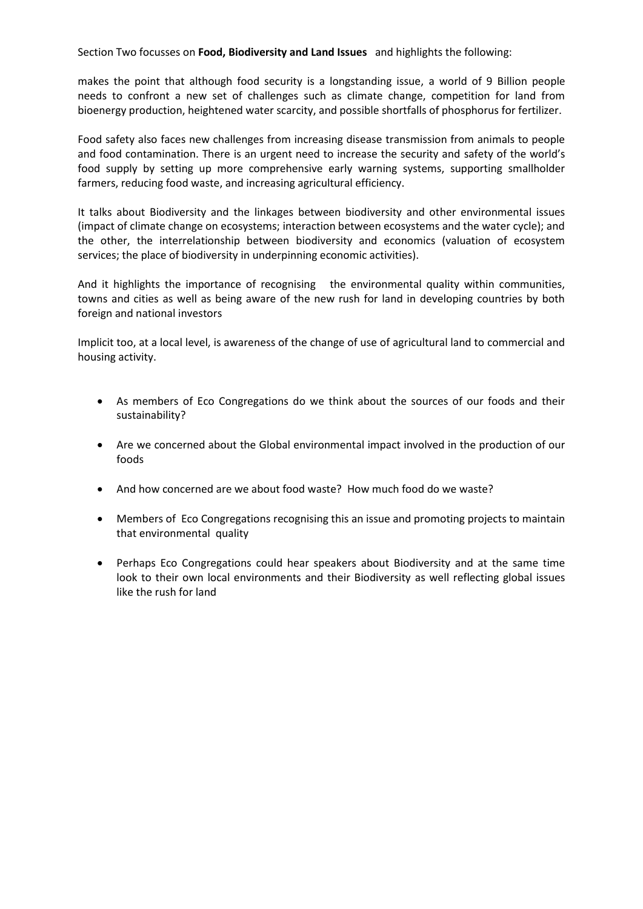Section Two focusses on **Food, Biodiversity and Land Issues** and highlights the following:

makes the point that although food security is a longstanding issue, a world of 9 Billion people needs to confront a new set of challenges such as climate change, competition for land from bioenergy production, heightened water scarcity, and possible shortfalls of phosphorus for fertilizer.

Food safety also faces new challenges from increasing disease transmission from animals to people and food contamination. There is an urgent need to increase the security and safety of the world's food supply by setting up more comprehensive early warning systems, supporting smallholder farmers, reducing food waste, and increasing agricultural efficiency.

It talks about Biodiversity and the linkages between biodiversity and other environmental issues (impact of climate change on ecosystems; interaction between ecosystems and the water cycle); and the other, the interrelationship between biodiversity and economics (valuation of ecosystem services; the place of biodiversity in underpinning economic activities).

And it highlights the importance of recognising the environmental quality within communities, towns and cities as well as being aware of the new rush for land in developing countries by both foreign and national investors

Implicit too, at a local level, is awareness of the change of use of agricultural land to commercial and housing activity.

- As members of Eco Congregations do we think about the sources of our foods and their sustainability?
- Are we concerned about the Global environmental impact involved in the production of our foods
- And how concerned are we about food waste? How much food do we waste?
- Members of Eco Congregations recognising this an issue and promoting projects to maintain that environmental quality
- Perhaps Eco Congregations could hear speakers about Biodiversity and at the same time look to their own local environments and their Biodiversity as well reflecting global issues like the rush for land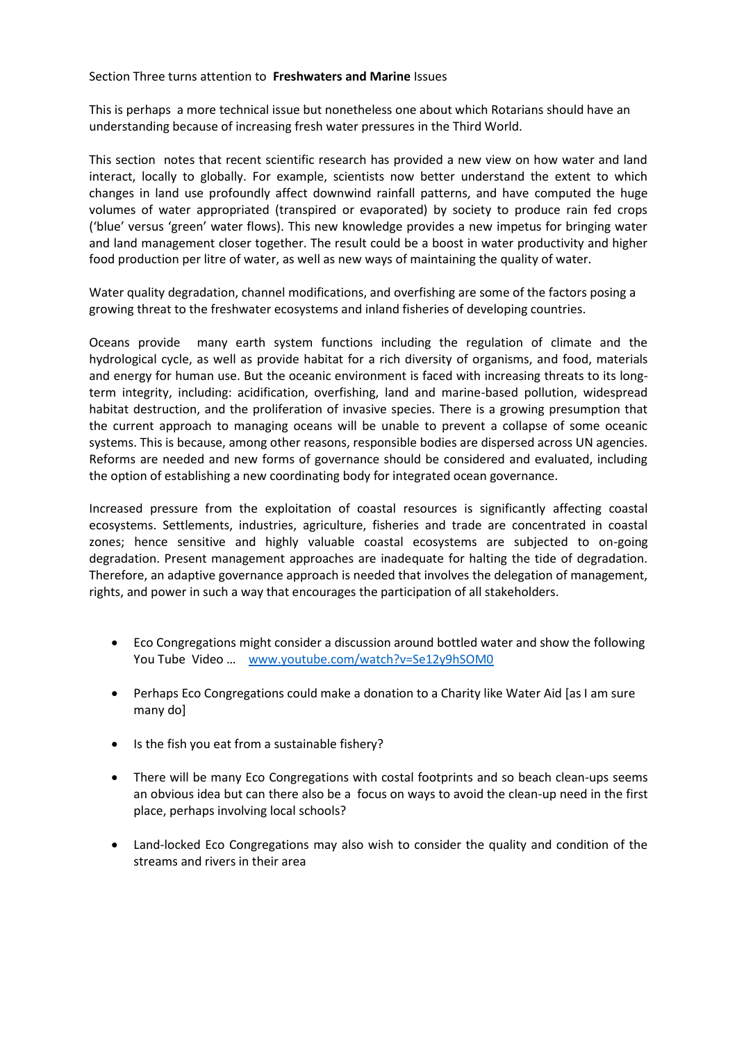Section Three turns attention to **Freshwaters and Marine** Issues

This is perhaps a more technical issue but nonetheless one about which Rotarians should have an understanding because of increasing fresh water pressures in the Third World.

This section notes that recent scientific research has provided a new view on how water and land interact, locally to globally. For example, scientists now better understand the extent to which changes in land use profoundly affect downwind rainfall patterns, and have computed the huge volumes of water appropriated (transpired or evaporated) by society to produce rain fed crops ('blue' versus 'green' water flows). This new knowledge provides a new impetus for bringing water and land management closer together. The result could be a boost in water productivity and higher food production per litre of water, as well as new ways of maintaining the quality of water.

Water quality degradation, channel modifications, and overfishing are some of the factors posing a growing threat to the freshwater ecosystems and inland fisheries of developing countries.

Oceans provide many earth system functions including the regulation of climate and the hydrological cycle, as well as provide habitat for a rich diversity of organisms, and food, materials and energy for human use. But the oceanic environment is faced with increasing threats to its long-term integrity, including: acidification, overfishing, land and marine-based pollution, widespread habitat destruction, and the proliferation of invasive species. There is a growing presumption that the current approach to managing oceans will be unable to prevent a collapse of some oceanic systems. This is because, among other reasons, responsible bodies are dispersed across UN agencies. Reforms are needed and new forms of governance should be considered and evaluated, including the option of establishing a new coordinating body for integrated ocean governance.

Increased pressure from the exploitation of coastal resources is significantly affecting coastal ecosystems. Settlements, industries, agriculture, fisheries and trade are concentrated in coastal zones; hence sensitive and highly valuable coastal ecosystems are subjected to on-going degradation. Present management approaches are inadequate for halting the tide of degradation. Therefore, an adaptive governance approach is needed that involves the delegation of management, rights, and power in such a way that encourages the participation of all stakeholders.

- Eco Congregations might consider a discussion around bottled water and show the following You Tube Video … [www.youtube.com/watch?v=Se12y9hSOM0](www.youtube.com/watch?v=Se12y9hSOM0)
- Perhaps Eco Congregations could make a donation to a Charity like Water Aid [as I am sure many do]
- Is the fish you eat from a sustainable fishery?
- There will be many Eco Congregations with costal footprints and so beach clean-ups seems an obvious idea but can there also be a focus on ways to avoid the clean-up need in the first place, perhaps involving local schools?
- Land-locked Eco Congregations may also wish to consider the quality and condition of the streams and rivers in their area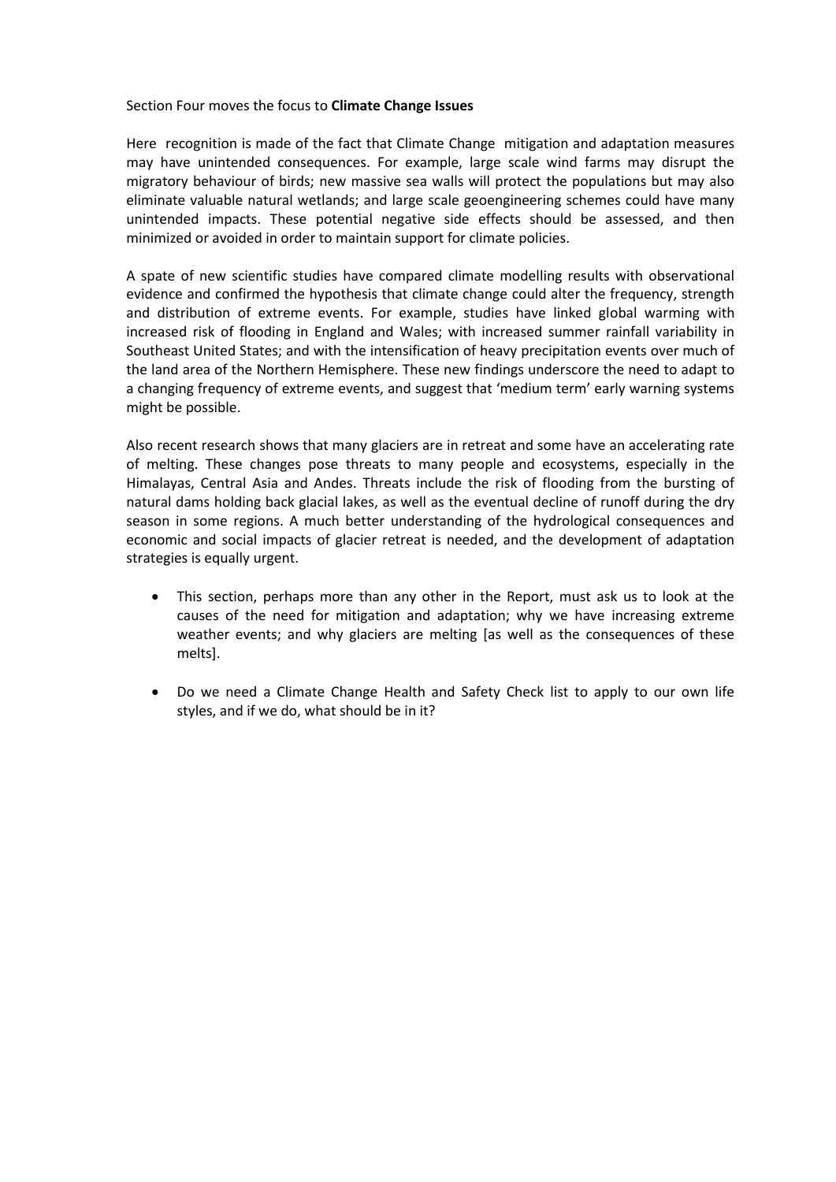Section Four moves the focus to **Climate Change Issues**

Here recognition is made of the fact that Climate Change mitigation and adaptation measures may have unintended consequences. For example, large scale wind farms may disrupt the migratory behaviour of birds; new massive sea walls will protect the populations but may also eliminate valuable natural wetlands; and large scale geoengineering schemes could have many unintended impacts. These potential negative side effects should be assessed, and then minimized or avoided in order to maintain support for climate policies.

A spate of new scientific studies have compared climate modelling results with observational evidence and confirmed the hypothesis that climate change could alter the frequency, strength and distribution of extreme events. For example, studies have linked global warming with increased risk of flooding in England and Wales; with increased summer rainfall variability in Southeast United States; and with the intensification of heavy precipitation events over much of the land area of the Northern Hemisphere. These new findings underscore the need to adapt to a changing frequency of extreme events, and suggest that 'medium term' early warning systems might be possible.

Also recent research shows that many glaciers are in retreat and some have an accelerating rate of melting. These changes pose threats to many people and ecosystems, especially in the Himalayas, Central Asia and Andes. Threats include the risk of flooding from the bursting of natural dams holding back glacial lakes, as well as the eventual decline of runoff during the dry season in some regions. A much better understanding of the hydrological consequences and economic and social impacts of glacier retreat is needed, and the development of adaptation strategies is equally urgent.

- This section, perhaps more than any other in the Report, must ask us to look at the causes of the need for mitigation and adaptation; why we have increasing extreme weather events; and why glaciers are melting [as well as the consequences of these melts].

- Do we need a Climate Change Health and Safety Check list to apply to our own life styles, and if we do, what should be in it?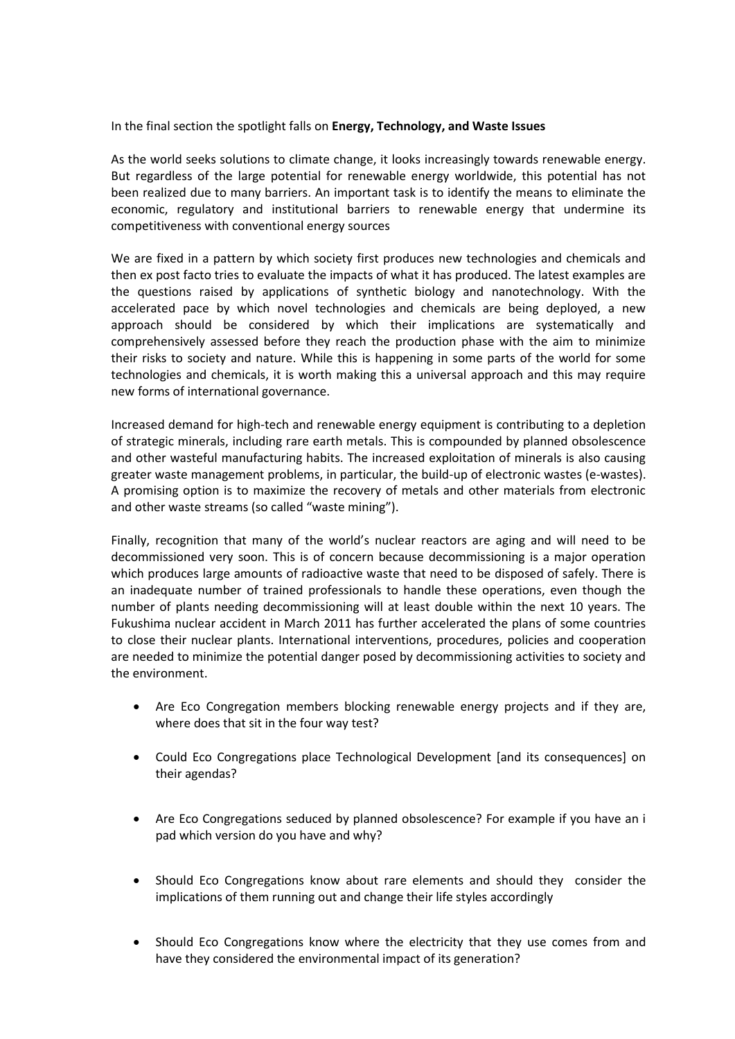In the final section the spotlight falls on **Energy, Technology, and Waste Issues**

As the world seeks solutions to climate change, it looks increasingly towards renewable energy. But regardless of the large potential for renewable energy worldwide, this potential has not been realized due to many barriers. An important task is to identify the means to eliminate the economic, regulatory and institutional barriers to renewable energy that undermine its competitiveness with conventional energy sources

We are fixed in a pattern by which society first produces new technologies and chemicals and then ex post facto tries to evaluate the impacts of what it has produced. The latest examples are the questions raised by applications of synthetic biology and nanotechnology. With the accelerated pace by which novel technologies and chemicals are being deployed, a new approach should be considered by which their implications are systematically and comprehensively assessed before they reach the production phase with the aim to minimize their risks to society and nature. While this is happening in some parts of the world for some technologies and chemicals, it is worth making this a universal approach and this may require new forms of international governance.

Increased demand for high-tech and renewable energy equipment is contributing to a depletion of strategic minerals, including rare earth metals. This is compounded by planned obsolescence and other wasteful manufacturing habits. The increased exploitation of minerals is also causing greater waste management problems, in particular, the build-up of electronic wastes (e-wastes). A promising option is to maximize the recovery of metals and other materials from electronic and other waste streams (so called "waste mining").

Finally, recognition that many of the world's nuclear reactors are aging and will need to be decommissioned very soon. This is of concern because decommissioning is a major operation which produces large amounts of radioactive waste that need to be disposed of safely. There is an inadequate number of trained professionals to handle these operations, even though the number of plants needing decommissioning will at least double within the next 10 years. The Fukushima nuclear accident in March 2011 has further accelerated the plans of some countries to close their nuclear plants. International interventions, procedures, policies and cooperation are needed to minimize the potential danger posed by decommissioning activities to society and the environment.

- Are Eco Congregation members blocking renewable energy projects and if they are, where does that sit in the four way test?
- Could Eco Congregations place Technological Development [and its consequences] on their agendas?
- Are Eco Congregations seduced by planned obsolescence? For example if you have an i pad which version do you have and why?
- Should Eco Congregations know about rare elements and should they consider the implications of them running out and change their life styles accordingly
- Should Eco Congregations know where the electricity that they use comes from and have they considered the environmental impact of its generation?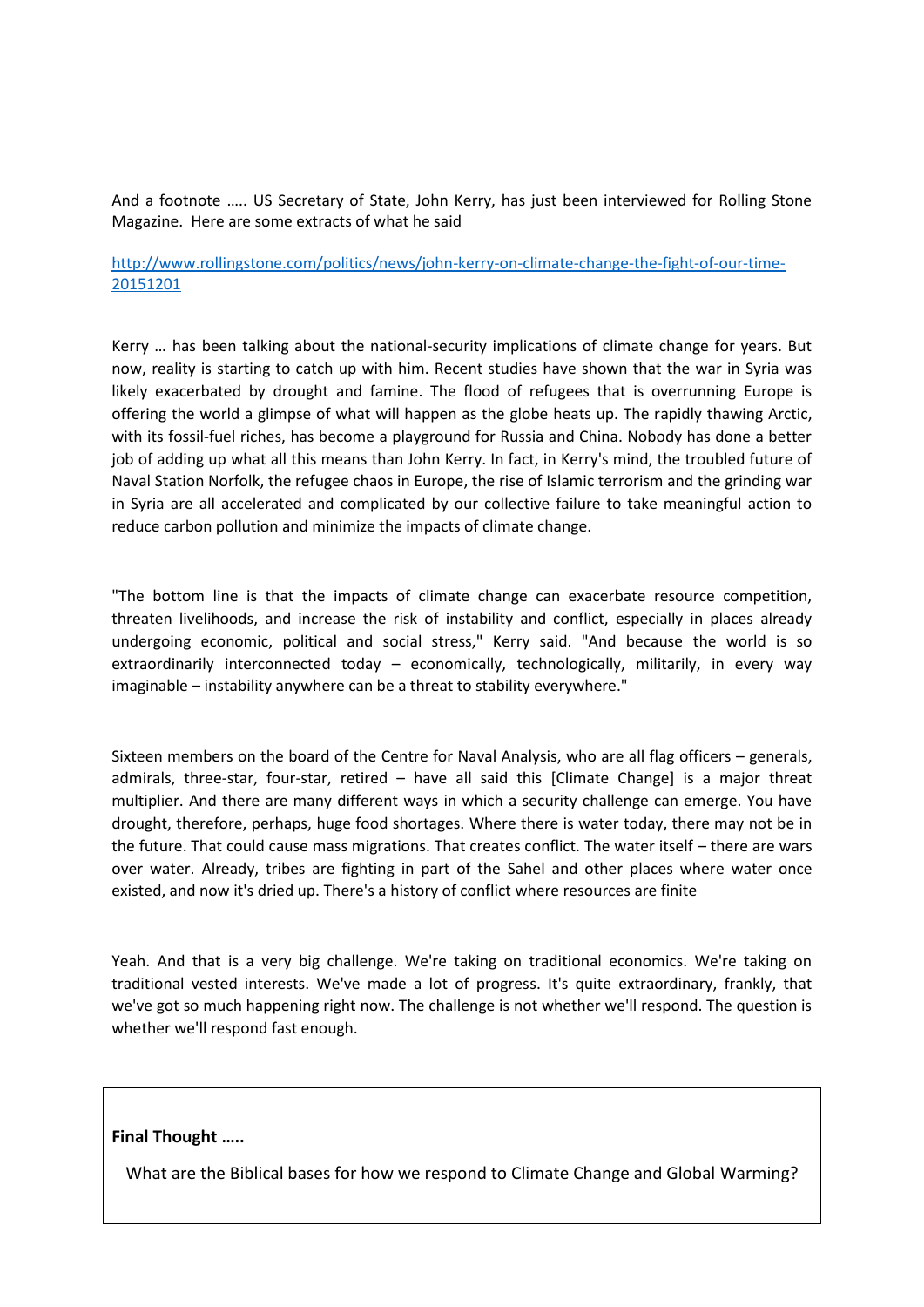And a footnote ….. US Secretary of State, John Kerry, has just been interviewed for Rolling Stone Magazine. Here are some extracts of what he said

[http://www.rollingstone.com/politics/news/john-kerry-on-climate-change-the-fight-of-our-time-20151201](http://www.rollingstone.com/politics/news/john-kerry-on-climate-change-the-fight-of-our-time-20151201)

Kerry … has been talking about the national-security implications of climate change for years. But now, reality is starting to catch up with him. Recent studies have shown that the war in Syria was likely exacerbated by drought and famine. The flood of refugees that is overrunning Europe is offering the world a glimpse of what will happen as the globe heats up. The rapidly thawing Arctic, with its fossil-fuel riches, has become a playground for Russia and China. Nobody has done a better job of adding up what all this means than John Kerry. In fact, in Kerry's mind, the troubled future of Naval Station Norfolk, the refugee chaos in Europe, the rise of Islamic terrorism and the grinding war in Syria are all accelerated and complicated by our collective failure to take meaningful action to reduce carbon pollution and minimize the impacts of climate change.

"The bottom line is that the impacts of climate change can exacerbate resource competition, threaten livelihoods, and increase the risk of instability and conflict, especially in places already undergoing economic, political and social stress," Kerry said. "And because the world is so extraordinarily interconnected today – economically, technologically, militarily, in every way imaginable – instability anywhere can be a threat to stability everywhere."

Sixteen members on the board of the Centre for Naval Analysis, who are all flag officers – generals, admirals, three-star, four-star, retired – have all said this [Climate Change] is a major threat multiplier. And there are many different ways in which a security challenge can emerge. You have drought, therefore, perhaps, huge food shortages. Where there is water today, there may not be in the future. That could cause mass migrations. That creates conflict. The water itself – there are wars over water. Already, tribes are fighting in part of the Sahel and other places where water once existed, and now it's dried up. There's a history of conflict where resources are finite

Yeah. And that is a very big challenge. We're taking on traditional economics. We're taking on traditional vested interests. We've made a lot of progress. It's quite extraordinary, frankly, that we've got so much happening right now. The challenge is not whether we'll respond. The question is whether we'll respond fast enough.

**Final Thought …..**

What are the Biblical bases for how we respond to Climate Change and Global Warming?